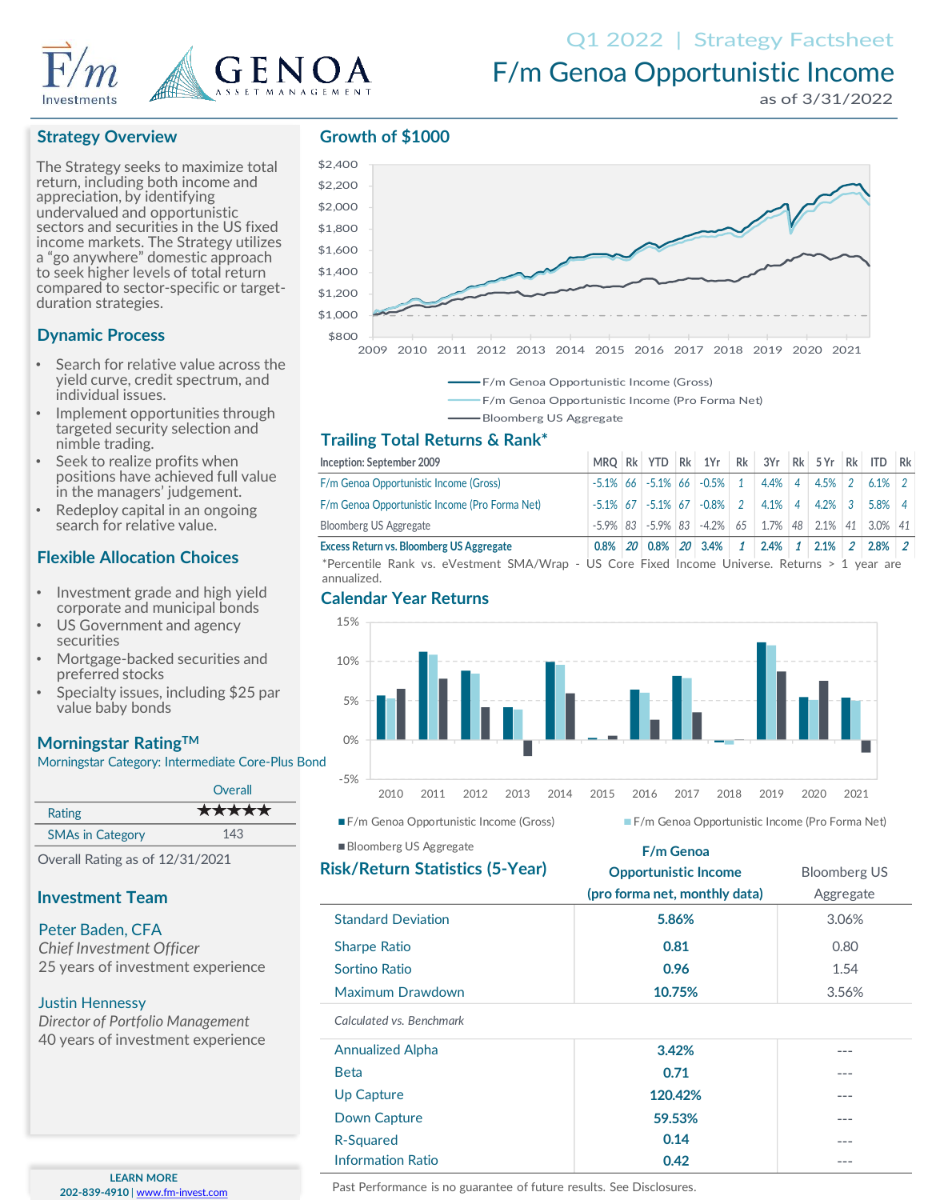Q1 2022 | Strategy Factsheet

# F/m Genoa Opportunistic Income

as of 3/31/2022

## Strategy Overview

The Strategy seeks to maximize total return, including both income and appreciation, by identifying undervalued and opportunistic sectors and securities in the US fixed income markets. The Strategy utilizes a "go anywhere" domestic approach to seek higher levels of total return compared to sector-specific or target-duration strategies.

## Dynamic Process

- Search for relative value across the yield curve, credit spectrum, and individual issues.
- Implement opportunities through targeted security selection and nimble trading.
- Seek to realize profits when positions have achieved full value in the managers' judgement.
- Redeploy capital in an ongoing search for relative value.

## Flexible Allocation Choices

- Investment grade and high yield corporate and municipal bonds
- US Government and agency securities
- Mortgage-backed securities and preferred stocks
- Specialty issues, including $25 par value baby bonds

## Morningstar Rating™

Morningstar Category: Intermediate Core-Plus Bond

| | Overall |
|---|---|
| Rating | ★★★★★ |
| SMAs in Category | 143 |

Overall Rating as of 12/31/2021

## Investment Team

Peter Baden, CFA
*Chief Investment Officer*
25 years of investment experience

Justin Hennessy
*Director of Portfolio Management*
40 years of investment experience

## Growth of $1000

- F/m Genoa Opportunistic Income (Gross)
- F/m Genoa Opportunistic Income (Pro Forma Net)
- Bloomberg US Aggregate

## Trailing Total Returns & Rank*

| Inception: September 2009 | MRQ | Rk | YTD | Rk | 1Yr | Rk | 3Yr | Rk | 5 Yr | Rk | ITD | Rk |
|---|---|---|---|---|---|---|---|---|---|---|---|---|
| F/m Genoa Opportunistic Income (Gross) | -5.1% | 66 | -5.1% | 66 | -0.5% | 1 | 4.4% | 4 | 4.5% | 2 | 6.1% | 2 |
| F/m Genoa Opportunistic Income (Pro Forma Net) | -5.1% | 67 | -5.1% | 67 | -0.8% | 2 | 4.1% | 4 | 4.2% | 3 | 5.8% | 4 |
| Bloomberg US Aggregate | -5.9% | 83 | -5.9% | 83 | -4.2% | 65 | 1.7% | 48 | 2.1% | 41 | 3.0% | 41 |
| **Excess Return vs. Bloomberg US Aggregate** | **0.8%** | **20** | **0.8%** | **20** | **3.4%** | **1** | **2.4%** | **1** | **2.1%** | **2** | **2.8%** | **2** |

*Percentile Rank vs. eVestment SMA/Wrap - US Core Fixed Income Universe. Returns > 1 year are annualized.

## Calendar Year Returns

- F/m Genoa Opportunistic Income (Gross)
- F/m Genoa Opportunistic Income (Pro Forma Net)
- Bloomberg US Aggregate

## Risk/Return Statistics (5-Year)

| | F/m Genoa Opportunistic Income (pro forma net, monthly data) | Bloomberg US Aggregate |
|---|---|---|
| Standard Deviation | **5.86%** | 3.06% |
| Sharpe Ratio | **0.81** | 0.80 |
| Sortino Ratio | **0.96** | 1.54 |
| Maximum Drawdown | **10.75%** | 3.56% |
| *Calculated vs. Benchmark* | | |
| Annualized Alpha | **3.42%** | --- |
| Beta | **0.71** | --- |
| Up Capture | **120.42%** | --- |
| Down Capture | **59.53%** | --- |
| R-Squared | **0.14** | --- |
| Information Ratio | **0.42** | --- |

Past Performance is no guarantee of future results. See Disclosures.

**LEARN MORE**
202-839-4910 | www.fm-invest.com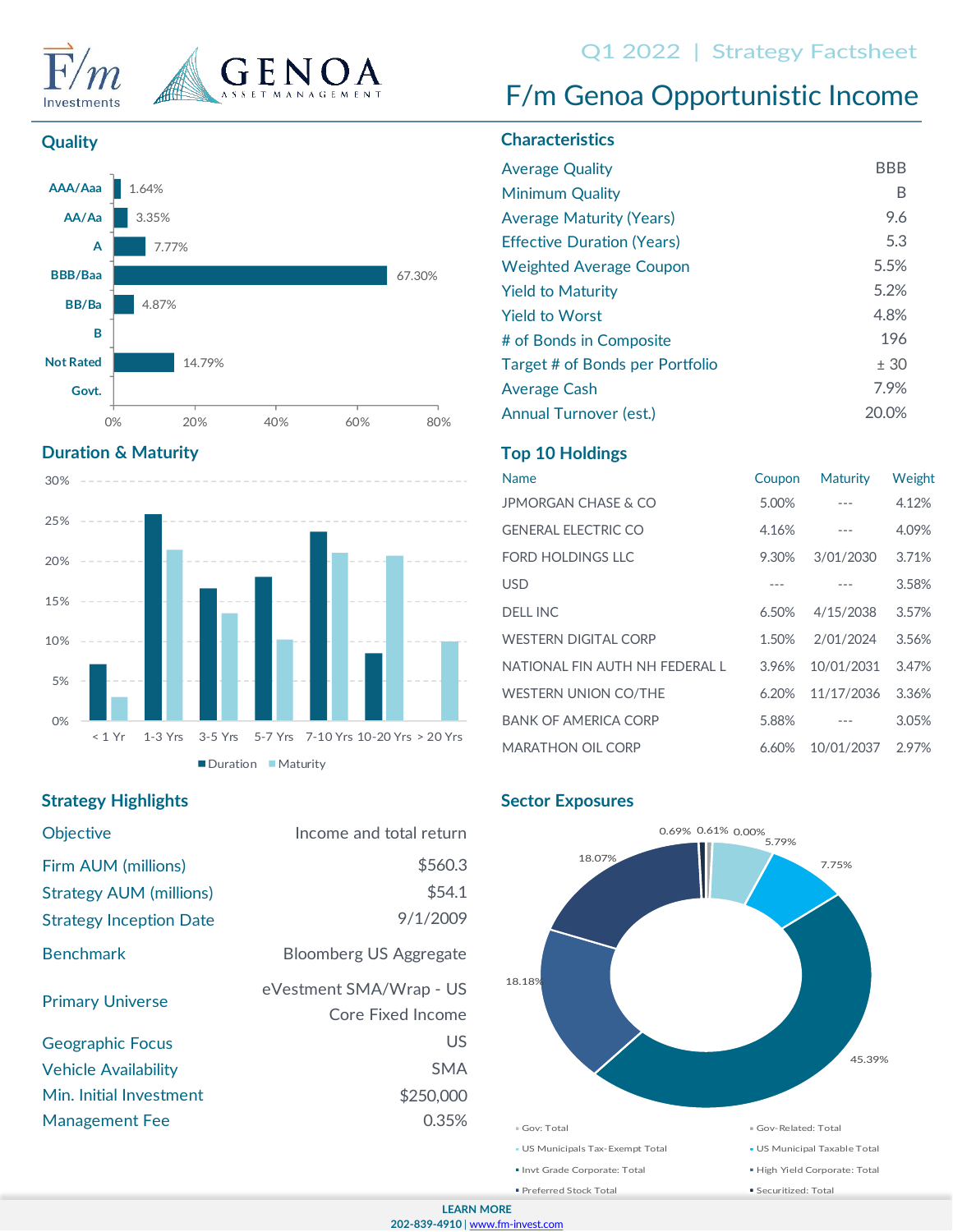# F/m Genoa Opportunistic Income

Q1 2022 | Strategy Factsheet

## Quality

| Rating | Weight |
|---|---|
| AAA/Aaa | 1.64% |
| AA/Aa | 3.35% |
| A | 7.77% |
| BBB/Baa | 67.30% |
| BB/Ba | 4.87% |
| B | |
| Not Rated | 14.79% |
| Govt. | |

## Characteristics

| | |
|---|---|
| Average Quality | BBB |
| Minimum Quality | B |
| Average Maturity (Years) | 9.6 |
| Effective Duration (Years) | 5.3 |
| Weighted Average Coupon | 5.5% |
| Yield to Maturity | 5.2% |
| Yield to Worst | 4.8% |
| # of Bonds in Composite | 196 |
| Target # of Bonds per Portfolio | ± 30 |
| Average Cash | 7.9% |
| Annual Turnover (est.) | 20.0% |

## Duration & Maturity

Categories: < 1 Yr, 1-3 Yrs, 3-5 Yrs, 5-7 Yrs, 7-10 Yrs, 10-20 Yrs, > 20 Yrs (Duration, Maturity)

## Top 10 Holdings

| Name | Coupon | Maturity | Weight |
|---|---|---|---|
| JPMORGAN CHASE & CO | 5.00% | --- | 4.12% |
| GENERAL ELECTRIC CO | 4.16% | --- | 4.09% |
| FORD HOLDINGS LLC | 9.30% | 3/01/2030 | 3.71% |
| USD | --- | --- | 3.58% |
| DELL INC | 6.50% | 4/15/2038 | 3.57% |
| WESTERN DIGITAL CORP | 1.50% | 2/01/2024 | 3.56% |
| NATIONAL FIN AUTH NH FEDERAL L | 3.96% | 10/01/2031 | 3.47% |
| WESTERN UNION CO/THE | 6.20% | 11/17/2036 | 3.36% |
| BANK OF AMERICA CORP | 5.88% | --- | 3.05% |
| MARATHON OIL CORP | 6.60% | 10/01/2037 | 2.97% |

## Strategy Highlights

| | |
|---|---|
| Objective | Income and total return |
| Firm AUM (millions) | $560.3 |
| Strategy AUM (millions) | $54.1 |
| Strategy Inception Date | 9/1/2009 |
| Benchmark | Bloomberg US Aggregate |
| Primary Universe | eVestment SMA/Wrap - US Core Fixed Income |
| Geographic Focus | US |
| Vehicle Availability | SMA |
| Min. Initial Investment | $250,000 |
| Management Fee | 0.35% |

## Sector Exposures

0.69%, 0.61%, 0.00%, 5.79%, 7.75%, 45.39%, 18.18%, 18.07%

- Gov: Total
- Gov-Related: Total
- US Municipals Tax-Exempt Total
- US Municipal Taxable Total
- Invt Grade Corporate: Total
- High Yield Corporate: Total
- Preferred Stock Total
- Securitized: Total

LEARN MORE
202-839-4910 | www.fm-invest.com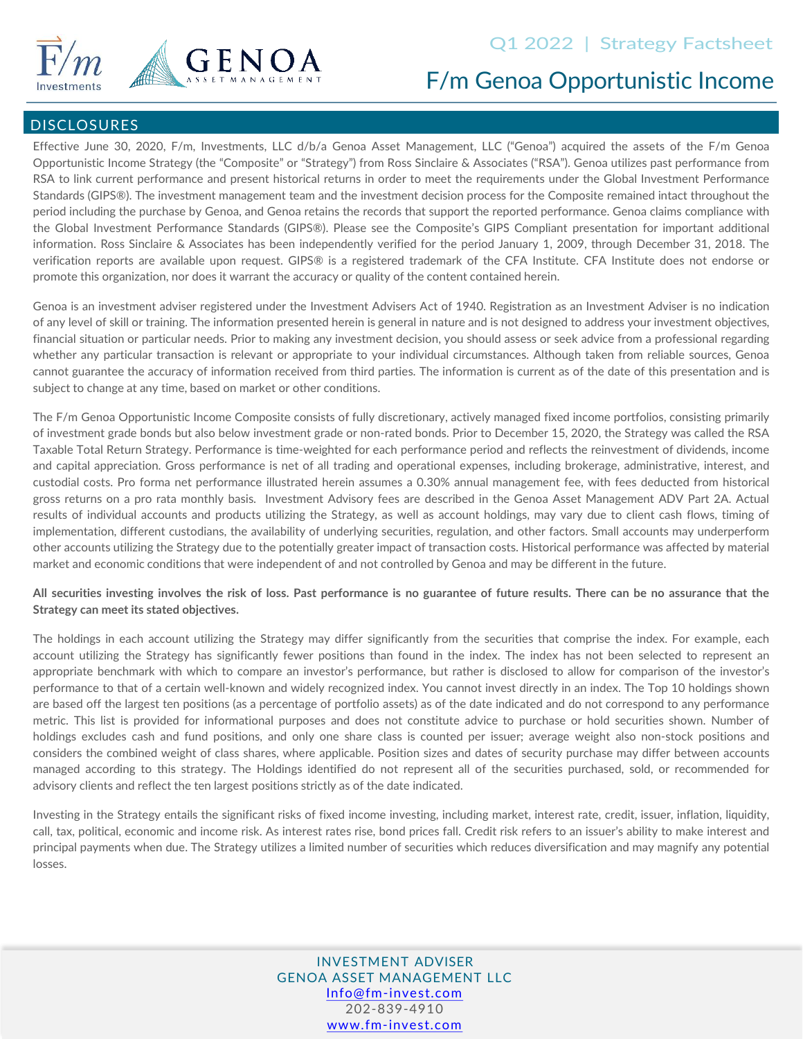Q1 2022 | Strategy Factsheet

# F/m Genoa Opportunistic Income

## DISCLOSURES

Effective June 30, 2020, F/m, Investments, LLC d/b/a Genoa Asset Management, LLC ("Genoa") acquired the assets of the F/m Genoa Opportunistic Income Strategy (the "Composite" or "Strategy") from Ross Sinclaire & Associates ("RSA"). Genoa utilizes past performance from RSA to link current performance and present historical returns in order to meet the requirements under the Global Investment Performance Standards (GIPS®). The investment management team and the investment decision process for the Composite remained intact throughout the period including the purchase by Genoa, and Genoa retains the records that support the reported performance. Genoa claims compliance with the Global Investment Performance Standards (GIPS®). Please see the Composite's GIPS Compliant presentation for important additional information. Ross Sinclaire & Associates has been independently verified for the period January 1, 2009, through December 31, 2018. The verification reports are available upon request. GIPS® is a registered trademark of the CFA Institute. CFA Institute does not endorse or promote this organization, nor does it warrant the accuracy or quality of the content contained herein.

Genoa is an investment adviser registered under the Investment Advisers Act of 1940. Registration as an Investment Adviser is no indication of any level of skill or training. The information presented herein is general in nature and is not designed to address your investment objectives, financial situation or particular needs. Prior to making any investment decision, you should assess or seek advice from a professional regarding whether any particular transaction is relevant or appropriate to your individual circumstances. Although taken from reliable sources, Genoa cannot guarantee the accuracy of information received from third parties. The information is current as of the date of this presentation and is subject to change at any time, based on market or other conditions.

The F/m Genoa Opportunistic Income Composite consists of fully discretionary, actively managed fixed income portfolios, consisting primarily of investment grade bonds but also below investment grade or non-rated bonds. Prior to December 15, 2020, the Strategy was called the RSA Taxable Total Return Strategy. Performance is time-weighted for each performance period and reflects the reinvestment of dividends, income and capital appreciation. Gross performance is net of all trading and operational expenses, including brokerage, administrative, interest, and custodial costs. Pro forma net performance illustrated herein assumes a 0.30% annual management fee, with fees deducted from historical gross returns on a pro rata monthly basis. Investment Advisory fees are described in the Genoa Asset Management ADV Part 2A. Actual results of individual accounts and products utilizing the Strategy, as well as account holdings, may vary due to client cash flows, timing of implementation, different custodians, the availability of underlying securities, regulation, and other factors. Small accounts may underperform other accounts utilizing the Strategy due to the potentially greater impact of transaction costs. Historical performance was affected by material market and economic conditions that were independent of and not controlled by Genoa and may be different in the future.

**All securities investing involves the risk of loss. Past performance is no guarantee of future results. There can be no assurance that the Strategy can meet its stated objectives.**

The holdings in each account utilizing the Strategy may differ significantly from the securities that comprise the index. For example, each account utilizing the Strategy has significantly fewer positions than found in the index. The index has not been selected to represent an appropriate benchmark with which to compare an investor's performance, but rather is disclosed to allow for comparison of the investor's performance to that of a certain well-known and widely recognized index. You cannot invest directly in an index. The Top 10 holdings shown are based off the largest ten positions (as a percentage of portfolio assets) as of the date indicated and do not correspond to any performance metric. This list is provided for informational purposes and does not constitute advice to purchase or hold securities shown. Number of holdings excludes cash and fund positions, and only one share class is counted per issuer; average weight also non-stock positions and considers the combined weight of class shares, where applicable. Position sizes and dates of security purchase may differ between accounts managed according to this strategy. The Holdings identified do not represent all of the securities purchased, sold, or recommended for advisory clients and reflect the ten largest positions strictly as of the date indicated.

Investing in the Strategy entails the significant risks of fixed income investing, including market, interest rate, credit, issuer, inflation, liquidity, call, tax, political, economic and income risk. As interest rates rise, bond prices fall. Credit risk refers to an issuer's ability to make interest and principal payments when due. The Strategy utilizes a limited number of securities which reduces diversification and may magnify any potential losses.

INVESTMENT ADVISER
GENOA ASSET MANAGEMENT LLC
Info@fm-invest.com
202-839-4910
www.fm-invest.com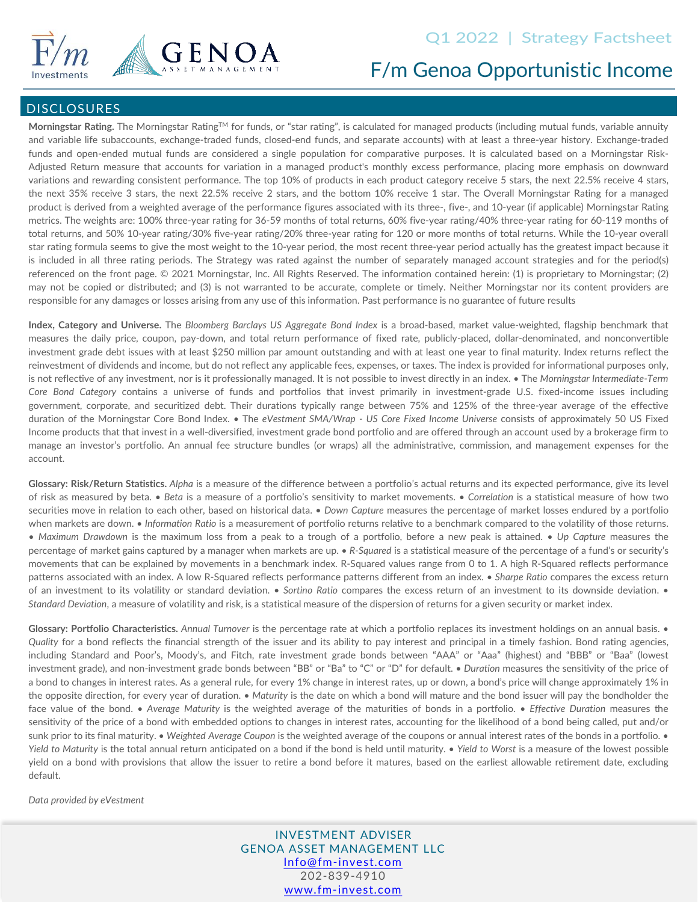Q1 2022 | Strategy Factsheet

# F/m Genoa Opportunistic Income

## DISCLOSURES

**Morningstar Rating.** The Morningstar Rating™ for funds, or "star rating", is calculated for managed products (including mutual funds, variable annuity and variable life subaccounts, exchange-traded funds, closed-end funds, and separate accounts) with at least a three-year history. Exchange-traded funds and open-ended mutual funds are considered a single population for comparative purposes. It is calculated based on a Morningstar Risk-Adjusted Return measure that accounts for variation in a managed product's monthly excess performance, placing more emphasis on downward variations and rewarding consistent performance. The top 10% of products in each product category receive 5 stars, the next 22.5% receive 4 stars, the next 35% receive 3 stars, the next 22.5% receive 2 stars, and the bottom 10% receive 1 star. The Overall Morningstar Rating for a managed product is derived from a weighted average of the performance figures associated with its three-, five-, and 10-year (if applicable) Morningstar Rating metrics. The weights are: 100% three-year rating for 36-59 months of total returns, 60% five-year rating/40% three-year rating for 60-119 months of total returns, and 50% 10-year rating/30% five-year rating/20% three-year rating for 120 or more months of total returns. While the 10-year overall star rating formula seems to give the most weight to the 10-year period, the most recent three-year period actually has the greatest impact because it is included in all three rating periods. The Strategy was rated against the number of separately managed account strategies and for the period(s) referenced on the front page. © 2021 Morningstar, Inc. All Rights Reserved. The information contained herein: (1) is proprietary to Morningstar; (2) may not be copied or distributed; and (3) is not warranted to be accurate, complete or timely. Neither Morningstar nor its content providers are responsible for any damages or losses arising from any use of this information. Past performance is no guarantee of future results

**Index, Category and Universe.** The *Bloomberg Barclays US Aggregate Bond Index* is a broad-based, market value-weighted, flagship benchmark that measures the daily price, coupon, pay-down, and total return performance of fixed rate, publicly-placed, dollar-denominated, and nonconvertible investment grade debt issues with at least $250 million par amount outstanding and with at least one year to final maturity. Index returns reflect the reinvestment of dividends and income, but do not reflect any applicable fees, expenses, or taxes. The index is provided for informational purposes only, is not reflective of any investment, nor is it professionally managed. It is not possible to invest directly in an index. • The *Morningstar Intermediate-Term Core Bond Category* contains a universe of funds and portfolios that invest primarily in investment-grade U.S. fixed-income issues including government, corporate, and securitized debt. Their durations typically range between 75% and 125% of the three-year average of the effective duration of the Morningstar Core Bond Index. • The *eVestment SMA/Wrap - US Core Fixed Income Universe* consists of approximately 50 US Fixed Income products that that invest in a well-diversified, investment grade bond portfolio and are offered through an account used by a brokerage firm to manage an investor's portfolio. An annual fee structure bundles (or wraps) all the administrative, commission, and management expenses for the account.

**Glossary: Risk/Return Statistics.** *Alpha* is a measure of the difference between a portfolio's actual returns and its expected performance, give its level of risk as measured by beta. • *Beta* is a measure of a portfolio's sensitivity to market movements. • *Correlation* is a statistical measure of how two securities move in relation to each other, based on historical data. • *Down Capture* measures the percentage of market losses endured by a portfolio when markets are down. • *Information Ratio* is a measurement of portfolio returns relative to a benchmark compared to the volatility of those returns. • *Maximum Drawdown* is the maximum loss from a peak to a trough of a portfolio, before a new peak is attained. • *Up Capture* measures the percentage of market gains captured by a manager when markets are up. • *R-Squared* is a statistical measure of the percentage of a fund's or security's movements that can be explained by movements in a benchmark index. R-Squared values range from 0 to 1. A high R-Squared reflects performance patterns associated with an index. A low R-Squared reflects performance patterns different from an index. • *Sharpe Ratio* compares the excess return of an investment to its volatility or standard deviation. • *Sortino Ratio* compares the excess return of an investment to its downside deviation. • *Standard Deviation*, a measure of volatility and risk, is a statistical measure of the dispersion of returns for a given security or market index.

**Glossary: Portfolio Characteristics.** *Annual Turnover* is the percentage rate at which a portfolio replaces its investment holdings on an annual basis. • *Quality* for a bond reflects the financial strength of the issuer and its ability to pay interest and principal in a timely fashion. Bond rating agencies, including Standard and Poor's, Moody's, and Fitch, rate investment grade bonds between "AAA" or "Aaa" (highest) and "BBB" or "Baa" (lowest investment grade), and non-investment grade bonds between "BB" or "Ba" to "C" or "D" for default. • *Duration* measures the sensitivity of the price of a bond to changes in interest rates. As a general rule, for every 1% change in interest rates, up or down, a bond's price will change approximately 1% in the opposite direction, for every year of duration. • *Maturity* is the date on which a bond will mature and the bond issuer will pay the bondholder the face value of the bond. • *Average Maturity* is the weighted average of the maturities of bonds in a portfolio. • *Effective Duration* measures the sensitivity of the price of a bond with embedded options to changes in interest rates, accounting for the likelihood of a bond being called, put and/or sunk prior to its final maturity. • *Weighted Average Coupon* is the weighted average of the coupons or annual interest rates of the bonds in a portfolio. • *Yield to Maturity* is the total annual return anticipated on a bond if the bond is held until maturity. • *Yield to Worst* is a measure of the lowest possible yield on a bond with provisions that allow the issuer to retire a bond before it matures, based on the earliest allowable retirement date, excluding default.

*Data provided by eVestment*

INVESTMENT ADVISER
GENOA ASSET MANAGEMENT LLC
Info@fm-invest.com
202-839-4910
www.fm-invest.com